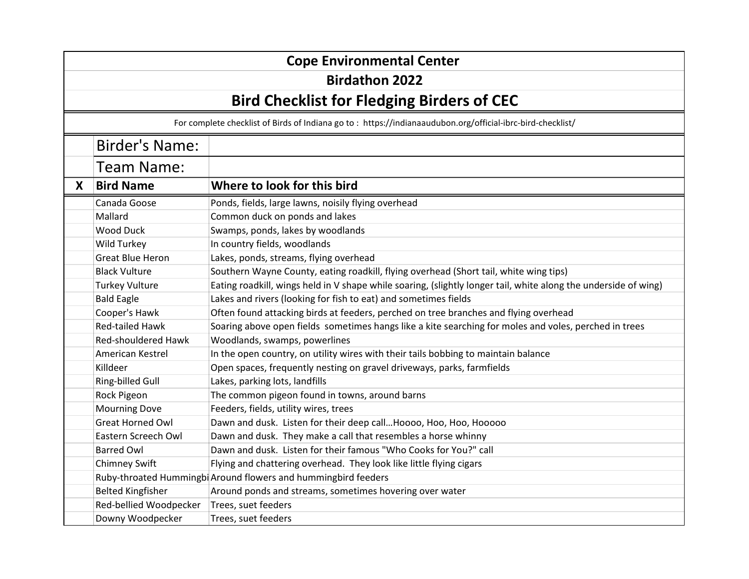# Cope Environmental Center

## Birdathon 2022

## Bird Checklist for Fledging Birders of CEC

For complete checklist of Birds of Indiana go to : https://indianaaudubon.org/official-ibrc-bird-checklist/

| | Birder's Name: | |
|---|---|---|
| | Team Name: | |

| X | Bird Name | Where to look for this bird |
|---|---|---|
| | Canada Goose | Ponds, fields, large lawns, noisily flying overhead |
| | Mallard | Common duck on ponds and lakes |
| | Wood Duck | Swamps, ponds, lakes by woodlands |
| | Wild Turkey | In country fields, woodlands |
| | Great Blue Heron | Lakes, ponds, streams, flying overhead |
| | Black Vulture | Southern Wayne County, eating roadkill, flying overhead (Short tail, white wing tips) |
| | Turkey Vulture | Eating roadkill, wings held in V shape while soaring, (slightly longer tail, white along the underside of wing) |
| | Bald Eagle | Lakes and rivers (looking for fish to eat) and sometimes fields |
| | Cooper's Hawk | Often found attacking birds at feeders, perched on tree branches and flying overhead |
| | Red-tailed Hawk | Soaring above open fields sometimes hangs like a kite searching for moles and voles, perched in trees |
| | Red-shouldered Hawk | Woodlands, swamps, powerlines |
| | American Kestrel | In the open country, on utility wires with their tails bobbing to maintain balance |
| | Killdeer | Open spaces, frequently nesting on gravel driveways, parks, farmfields |
| | Ring-billed Gull | Lakes, parking lots, landfills |
| | Rock Pigeon | The common pigeon found in towns, around barns |
| | Mourning Dove | Feeders, fields, utility wires, trees |
| | Great Horned Owl | Dawn and dusk. Listen for their deep call…Hoooo, Hoo, Hoo, Hooooo |
| | Eastern Screech Owl | Dawn and dusk. They make a call that resembles a horse whinny |
| | Barred Owl | Dawn and dusk. Listen for their famous "Who Cooks for You?" call |
| | Chimney Swift | Flying and chattering overhead. They look like little flying cigars |
| | Ruby-throated Hummingbi | Around flowers and hummingbird feeders |
| | Belted Kingfisher | Around ponds and streams, sometimes hovering over water |
| | Red-bellied Woodpecker | Trees, suet feeders |
| | Downy Woodpecker | Trees, suet feeders |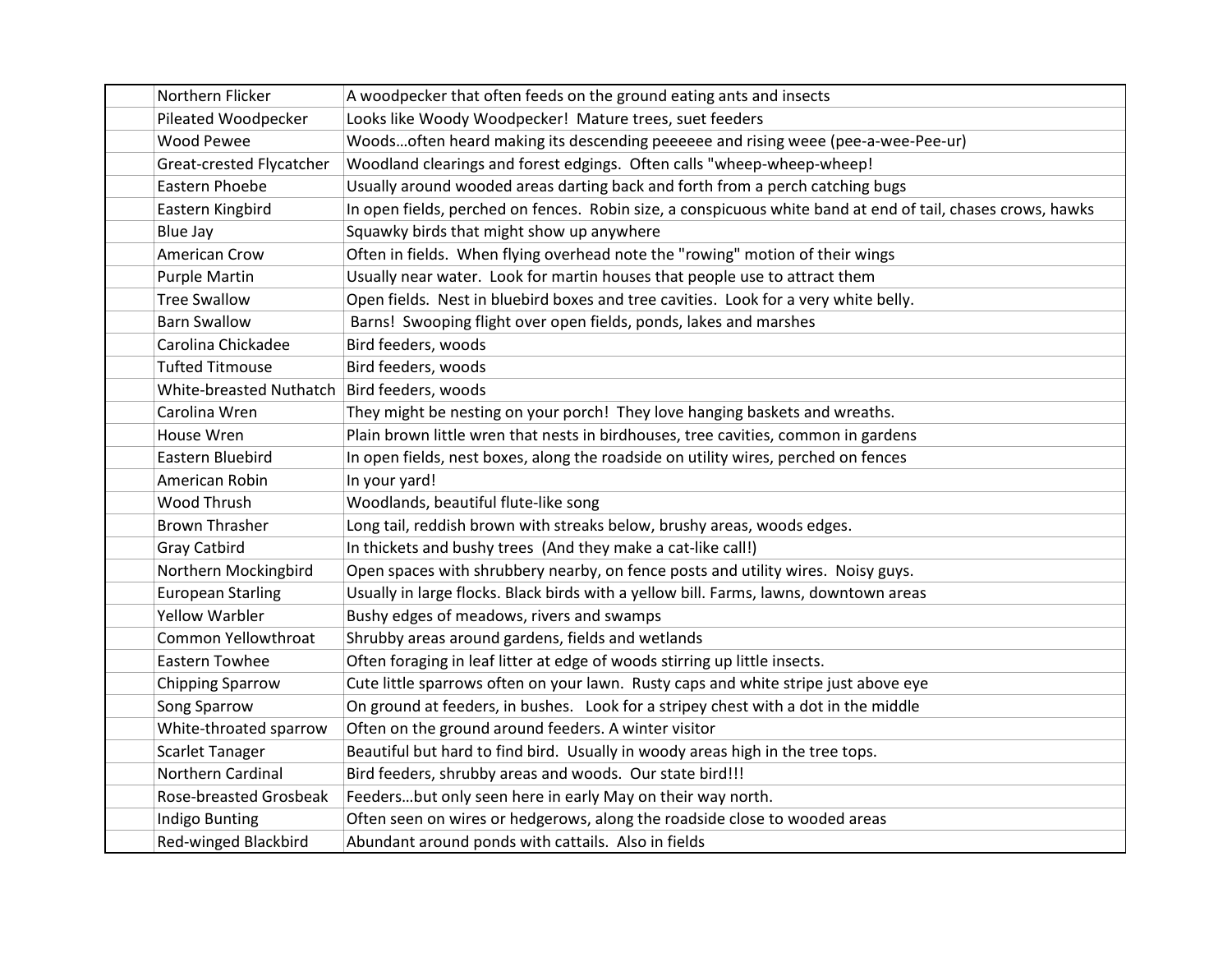| | | |
|---|---|---|
| | Northern Flicker | A woodpecker that often feeds on the ground eating ants and insects |
| | Pileated Woodpecker | Looks like Woody Woodpecker! Mature trees, suet feeders |
| | Wood Pewee | Woods…often heard making its descending peeeeee and rising weee (pee-a-wee-Pee-ur) |
| | Great-crested Flycatcher | Woodland clearings and forest edgings. Often calls "wheep-wheep-wheep! |
| | Eastern Phoebe | Usually around wooded areas darting back and forth from a perch catching bugs |
| | Eastern Kingbird | In open fields, perched on fences. Robin size, a conspicuous white band at end of tail, chases crows, hawks |
| | Blue Jay | Squawky birds that might show up anywhere |
| | American Crow | Often in fields. When flying overhead note the "rowing" motion of their wings |
| | Purple Martin | Usually near water. Look for martin houses that people use to attract them |
| | Tree Swallow | Open fields. Nest in bluebird boxes and tree cavities. Look for a very white belly. |
| | Barn Swallow | Barns! Swooping flight over open fields, ponds, lakes and marshes |
| | Carolina Chickadee | Bird feeders, woods |
| | Tufted Titmouse | Bird feeders, woods |
| | White-breasted Nuthatch | Bird feeders, woods |
| | Carolina Wren | They might be nesting on your porch! They love hanging baskets and wreaths. |
| | House Wren | Plain brown little wren that nests in birdhouses, tree cavities, common in gardens |
| | Eastern Bluebird | In open fields, nest boxes, along the roadside on utility wires, perched on fences |
| | American Robin | In your yard! |
| | Wood Thrush | Woodlands, beautiful flute-like song |
| | Brown Thrasher | Long tail, reddish brown with streaks below, brushy areas, woods edges. |
| | Gray Catbird | In thickets and bushy trees (And they make a cat-like call!) |
| | Northern Mockingbird | Open spaces with shrubbery nearby, on fence posts and utility wires. Noisy guys. |
| | European Starling | Usually in large flocks. Black birds with a yellow bill. Farms, lawns, downtown areas |
| | Yellow Warbler | Bushy edges of meadows, rivers and swamps |
| | Common Yellowthroat | Shrubby areas around gardens, fields and wetlands |
| | Eastern Towhee | Often foraging in leaf litter at edge of woods stirring up little insects. |
| | Chipping Sparrow | Cute little sparrows often on your lawn. Rusty caps and white stripe just above eye |
| | Song Sparrow | On ground at feeders, in bushes. Look for a stripey chest with a dot in the middle |
| | White-throated sparrow | Often on the ground around feeders. A winter visitor |
| | Scarlet Tanager | Beautiful but hard to find bird. Usually in woody areas high in the tree tops. |
| | Northern Cardinal | Bird feeders, shrubby areas and woods. Our state bird!!! |
| | Rose-breasted Grosbeak | Feeders…but only seen here in early May on their way north. |
| | Indigo Bunting | Often seen on wires or hedgerows, along the roadside close to wooded areas |
| | Red-winged Blackbird | Abundant around ponds with cattails. Also in fields |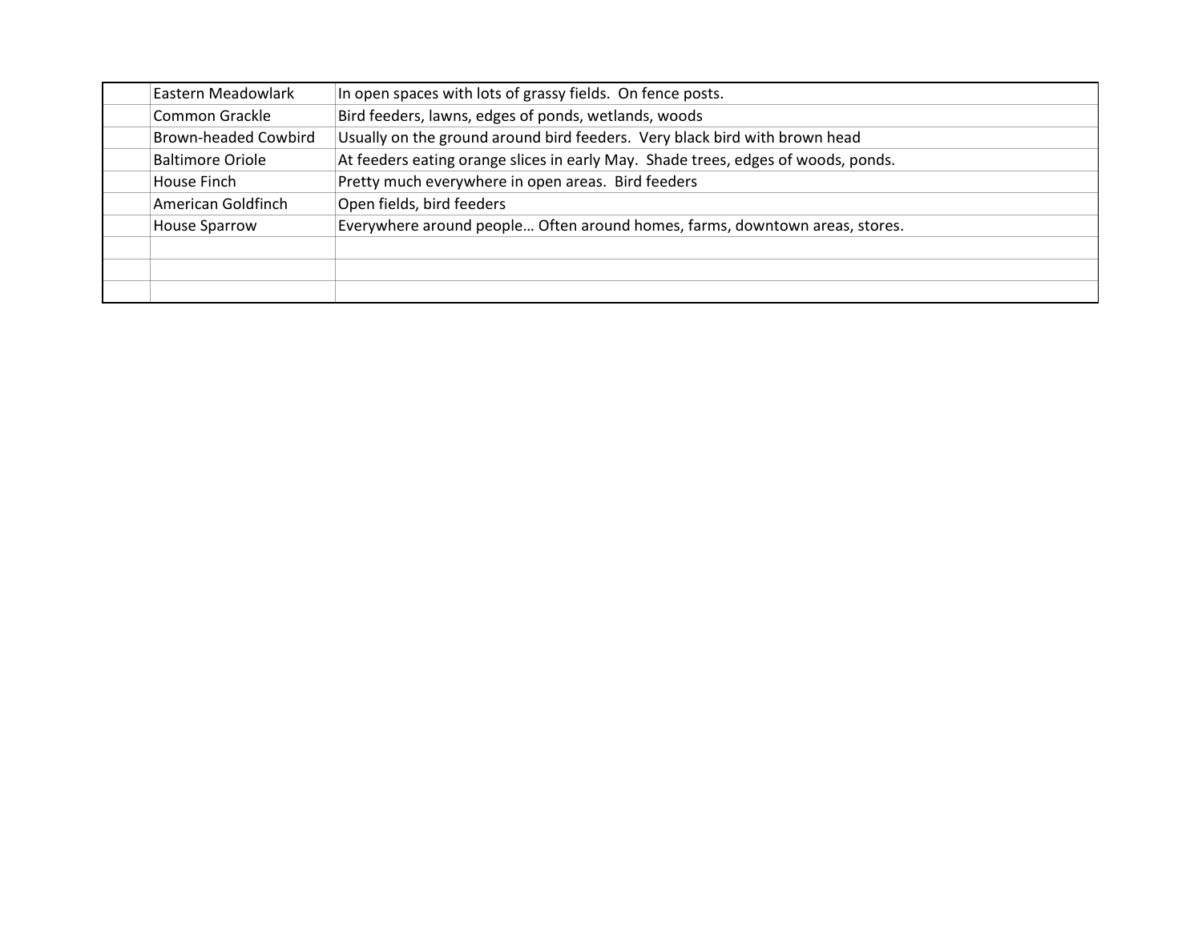| | | |
|---|---|---|
| | Eastern Meadowlark | In open spaces with lots of grassy fields.  On fence posts. |
| | Common Grackle | Bird feeders, lawns, edges of ponds, wetlands, woods |
| | Brown-headed Cowbird | Usually on the ground around bird feeders.  Very black bird with brown head |
| | Baltimore Oriole | At feeders eating orange slices in early May.  Shade trees, edges of woods, ponds. |
| | House Finch | Pretty much everywhere in open areas.  Bird feeders |
| | American Goldfinch | Open fields, bird feeders |
| | House Sparrow | Everywhere around people… Often around homes, farms, downtown areas, stores. |
| | | |
| | | |
| | | |